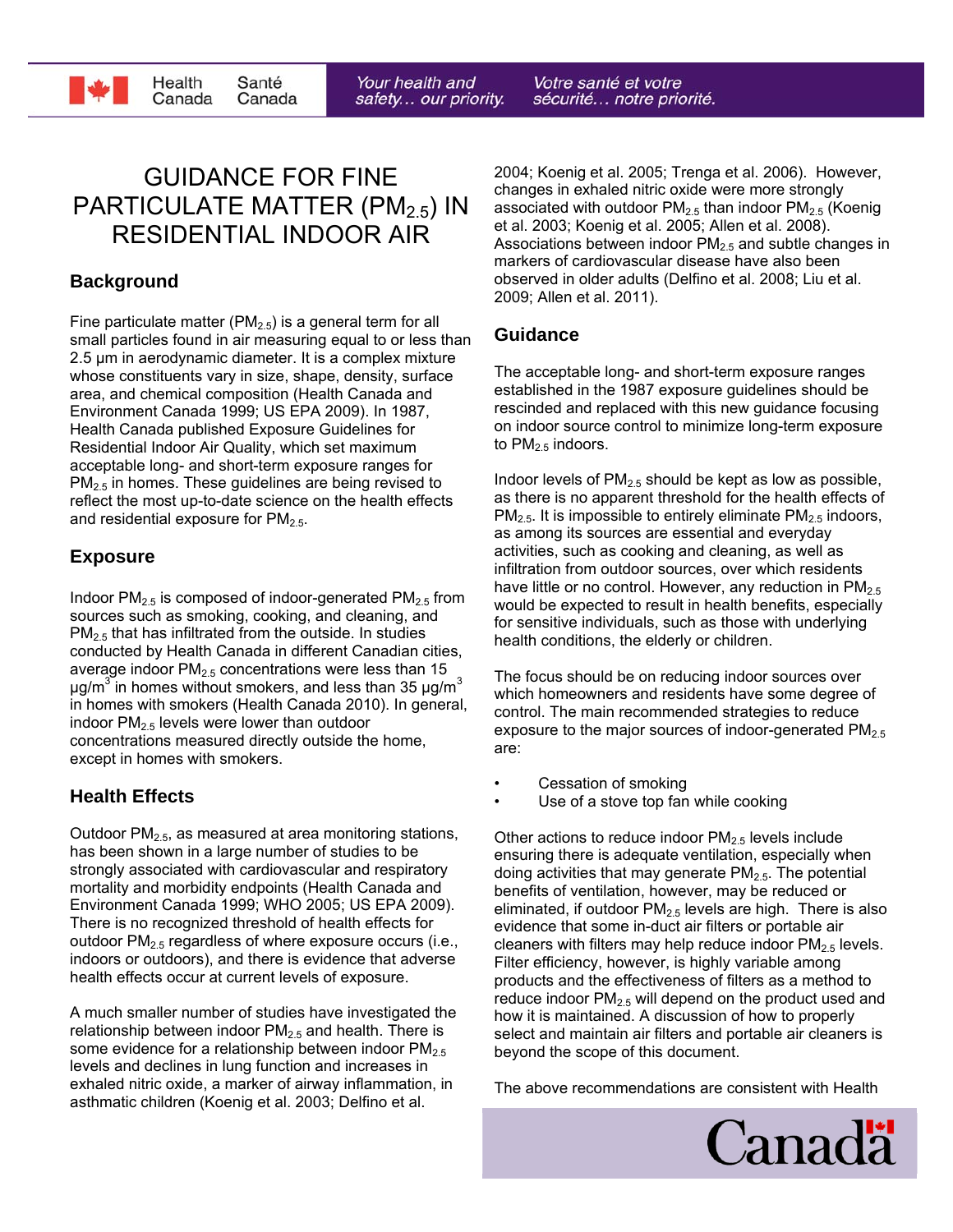# GUIDANCE FOR FINE PARTICULATE MATTER ($PM_{2.5}$) IN RESIDENTIAL INDOOR AIR

## Background

Fine particulate matter ($PM_{2.5}$) is a general term for all small particles found in air measuring equal to or less than 2.5 µm in aerodynamic diameter. It is a complex mixture whose constituents vary in size, shape, density, surface area, and chemical composition (Health Canada and Environment Canada 1999; US EPA 2009). In 1987, Health Canada published Exposure Guidelines for Residential Indoor Air Quality, which set maximum acceptable long- and short-term exposure ranges for $PM_{2.5}$ in homes. These guidelines are being revised to reflect the most up-to-date science on the health effects and residential exposure for $PM_{2.5}$.

## Exposure

Indoor $PM_{2.5}$ is composed of indoor-generated $PM_{2.5}$ from sources such as smoking, cooking, and cleaning, and $PM_{2.5}$ that has infiltrated from the outside. In studies conducted by Health Canada in different Canadian cities, average indoor $PM_{2.5}$ concentrations were less than 15 $\mu g/m^3$ in homes without smokers, and less than 35 $\mu g/m^3$ in homes with smokers (Health Canada 2010). In general, indoor $PM_{2.5}$ levels were lower than outdoor concentrations measured directly outside the home, except in homes with smokers.

## Health Effects

Outdoor $PM_{2.5}$, as measured at area monitoring stations, has been shown in a large number of studies to be strongly associated with cardiovascular and respiratory mortality and morbidity endpoints (Health Canada and Environment Canada 1999; WHO 2005; US EPA 2009). There is no recognized threshold of health effects for outdoor $PM_{2.5}$ regardless of where exposure occurs (i.e., indoors or outdoors), and there is evidence that adverse health effects occur at current levels of exposure.

A much smaller number of studies have investigated the relationship between indoor $PM_{2.5}$ and health. There is some evidence for a relationship between indoor $PM_{2.5}$ levels and declines in lung function and increases in exhaled nitric oxide, a marker of airway inflammation, in asthmatic children (Koenig et al. 2003; Delfino et al. 2004; Koenig et al. 2005; Trenga et al. 2006). However, changes in exhaled nitric oxide were more strongly associated with outdoor $PM_{2.5}$ than indoor $PM_{2.5}$ (Koenig et al. 2003; Koenig et al. 2005; Allen et al. 2008). Associations between indoor $PM_{2.5}$ and subtle changes in markers of cardiovascular disease have also been observed in older adults (Delfino et al. 2008; Liu et al. 2009; Allen et al. 2011).

## Guidance

The acceptable long- and short-term exposure ranges established in the 1987 exposure guidelines should be rescinded and replaced with this new guidance focusing on indoor source control to minimize long-term exposure to $PM_{2.5}$ indoors.

Indoor levels of $PM_{2.5}$ should be kept as low as possible, as there is no apparent threshold for the health effects of $PM_{2.5}$. It is impossible to entirely eliminate $PM_{2.5}$ indoors, as among its sources are essential and everyday activities, such as cooking and cleaning, as well as infiltration from outdoor sources, over which residents have little or no control. However, any reduction in $PM_{2.5}$ would be expected to result in health benefits, especially for sensitive individuals, such as those with underlying health conditions, the elderly or children.

The focus should be on reducing indoor sources over which homeowners and residents have some degree of control. The main recommended strategies to reduce exposure to the major sources of indoor-generated $PM_{2.5}$ are:

- Cessation of smoking
- Use of a stove top fan while cooking

Other actions to reduce indoor $PM_{2.5}$ levels include ensuring there is adequate ventilation, especially when doing activities that may generate $PM_{2.5}$. The potential benefits of ventilation, however, may be reduced or eliminated, if outdoor $PM_{2.5}$ levels are high. There is also evidence that some in-duct air filters or portable air cleaners with filters may help reduce indoor $PM_{2.5}$ levels. Filter efficiency, however, is highly variable among products and the effectiveness of filters as a method to reduce indoor $PM_{2.5}$ will depend on the product used and how it is maintained. A discussion of how to properly select and maintain air filters and portable air cleaners is beyond the scope of this document.

The above recommendations are consistent with Health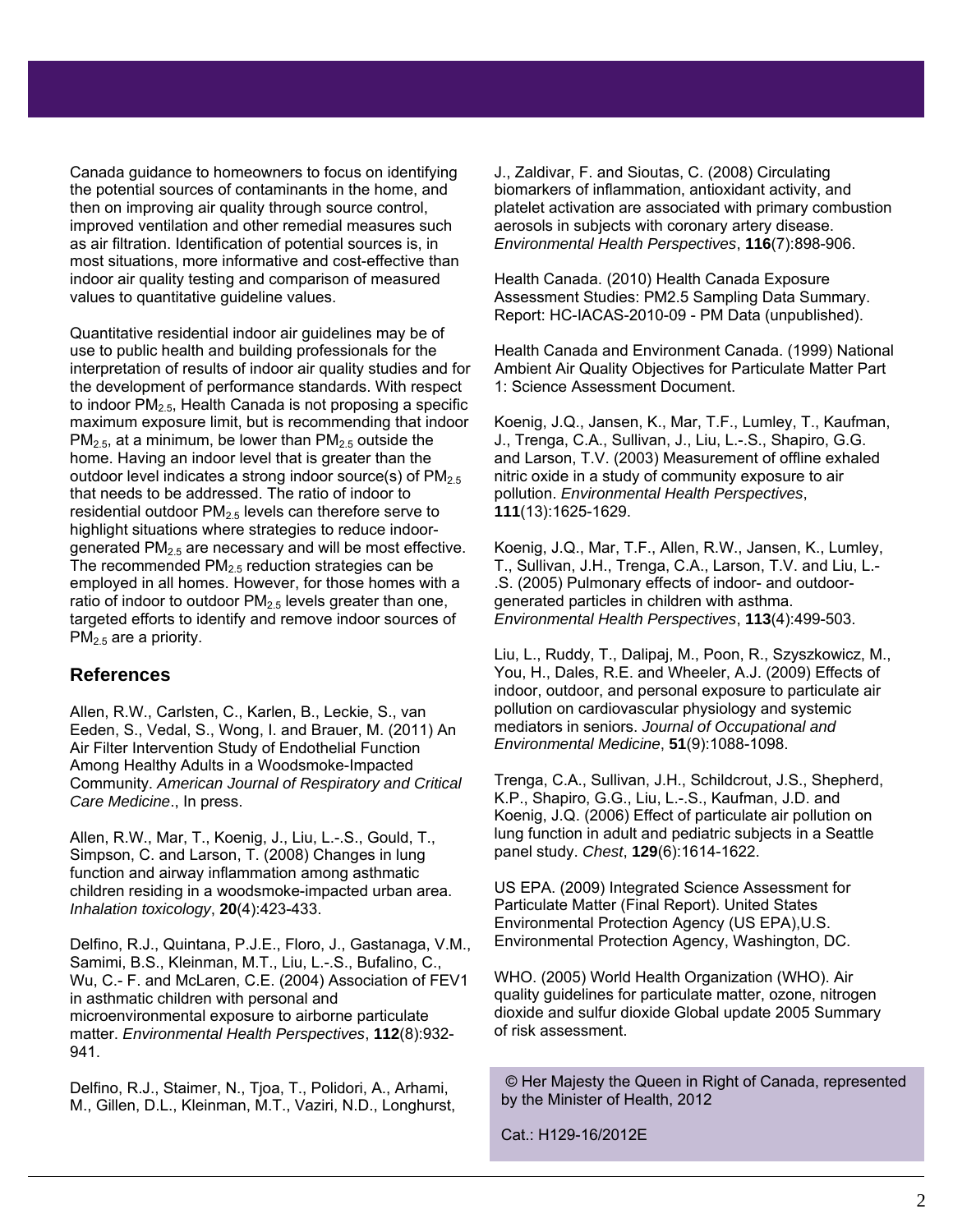Canada guidance to homeowners to focus on identifying the potential sources of contaminants in the home, and then on improving air quality through source control, improved ventilation and other remedial measures such as air filtration. Identification of potential sources is, in most situations, more informative and cost-effective than indoor air quality testing and comparison of measured values to quantitative guideline values.

Quantitative residential indoor air guidelines may be of use to public health and building professionals for the interpretation of results of indoor air quality studies and for the development of performance standards. With respect to indoor $PM_{2.5}$, Health Canada is not proposing a specific maximum exposure limit, but is recommending that indoor $PM_{2.5}$, at a minimum, be lower than $PM_{2.5}$ outside the home. Having an indoor level that is greater than the outdoor level indicates a strong indoor source(s) of $PM_{2.5}$ that needs to be addressed. The ratio of indoor to residential outdoor $PM_{2.5}$ levels can therefore serve to highlight situations where strategies to reduce indoor-generated $PM_{2.5}$ are necessary and will be most effective. The recommended $PM_{2.5}$ reduction strategies can be employed in all homes. However, for those homes with a ratio of indoor to outdoor $PM_{2.5}$ levels greater than one, targeted efforts to identify and remove indoor sources of $PM_{2.5}$ are a priority.

## References

Allen, R.W., Carlsten, C., Karlen, B., Leckie, S., van Eeden, S., Vedal, S., Wong, I. and Brauer, M. (2011) An Air Filter Intervention Study of Endothelial Function Among Healthy Adults in a Woodsmoke-Impacted Community. *American Journal of Respiratory and Critical Care Medicine*., In press.

Allen, R.W., Mar, T., Koenig, J., Liu, L.-.S., Gould, T., Simpson, C. and Larson, T. (2008) Changes in lung function and airway inflammation among asthmatic children residing in a woodsmoke-impacted urban area. *Inhalation toxicology*, **20**(4):423-433.

Delfino, R.J., Quintana, P.J.E., Floro, J., Gastanaga, V.M., Samimi, B.S., Kleinman, M.T., Liu, L.-.S., Bufalino, C., Wu, C.- F. and McLaren, C.E. (2004) Association of FEV1 in asthmatic children with personal and microenvironmental exposure to airborne particulate matter. *Environmental Health Perspectives*, **112**(8):932-941.

Delfino, R.J., Staimer, N., Tjoa, T., Polidori, A., Arhami, M., Gillen, D.L., Kleinman, M.T., Vaziri, N.D., Longhurst, J., Zaldivar, F. and Sioutas, C. (2008) Circulating biomarkers of inflammation, antioxidant activity, and platelet activation are associated with primary combustion aerosols in subjects with coronary artery disease. *Environmental Health Perspectives*, **116**(7):898-906.

Health Canada. (2010) Health Canada Exposure Assessment Studies: PM2.5 Sampling Data Summary. Report: HC-IACAS-2010-09 - PM Data (unpublished).

Health Canada and Environment Canada. (1999) National Ambient Air Quality Objectives for Particulate Matter Part 1: Science Assessment Document.

Koenig, J.Q., Jansen, K., Mar, T.F., Lumley, T., Kaufman, J., Trenga, C.A., Sullivan, J., Liu, L.-.S., Shapiro, G.G. and Larson, T.V. (2003) Measurement of offline exhaled nitric oxide in a study of community exposure to air pollution. *Environmental Health Perspectives*, **111**(13):1625-1629.

Koenig, J.Q., Mar, T.F., Allen, R.W., Jansen, K., Lumley, T., Sullivan, J.H., Trenga, C.A., Larson, T.V. and Liu, L.-.S. (2005) Pulmonary effects of indoor- and outdoor-generated particles in children with asthma. *Environmental Health Perspectives*, **113**(4):499-503.

Liu, L., Ruddy, T., Dalipaj, M., Poon, R., Szyszkowicz, M., You, H., Dales, R.E. and Wheeler, A.J. (2009) Effects of indoor, outdoor, and personal exposure to particulate air pollution on cardiovascular physiology and systemic mediators in seniors. *Journal of Occupational and Environmental Medicine*, **51**(9):1088-1098.

Trenga, C.A., Sullivan, J.H., Schildcrout, J.S., Shepherd, K.P., Shapiro, G.G., Liu, L.-.S., Kaufman, J.D. and Koenig, J.Q. (2006) Effect of particulate air pollution on lung function in adult and pediatric subjects in a Seattle panel study. *Chest*, **129**(6):1614-1622.

US EPA. (2009) Integrated Science Assessment for Particulate Matter (Final Report). United States Environmental Protection Agency (US EPA),U.S. Environmental Protection Agency, Washington, DC.

WHO. (2005) World Health Organization (WHO). Air quality guidelines for particulate matter, ozone, nitrogen dioxide and sulfur dioxide Global update 2005 Summary of risk assessment.

© Her Majesty the Queen in Right of Canada, represented by the Minister of Health, 2012

Cat.: H129-16/2012E